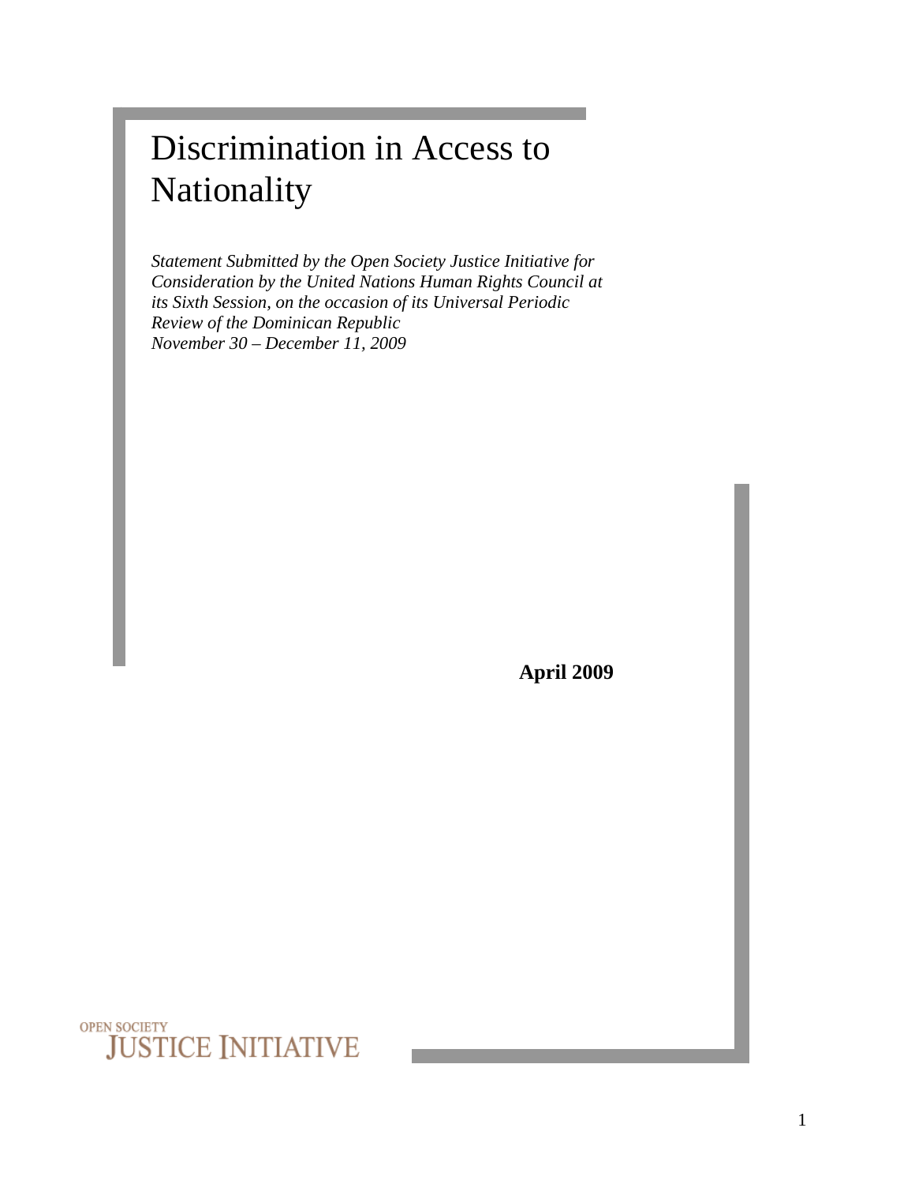# Discrimination in Access to Nationality

*Statement Submitted by the Open Society Justice Initiative for Consideration by the United Nations Human Rights Council at its Sixth Session, on the occasion of its Universal Periodic Review of the Dominican Republic*
*November 30 – December 11, 2009*

**April 2009**

OPEN SOCIETY
JUSTICE INITIATIVE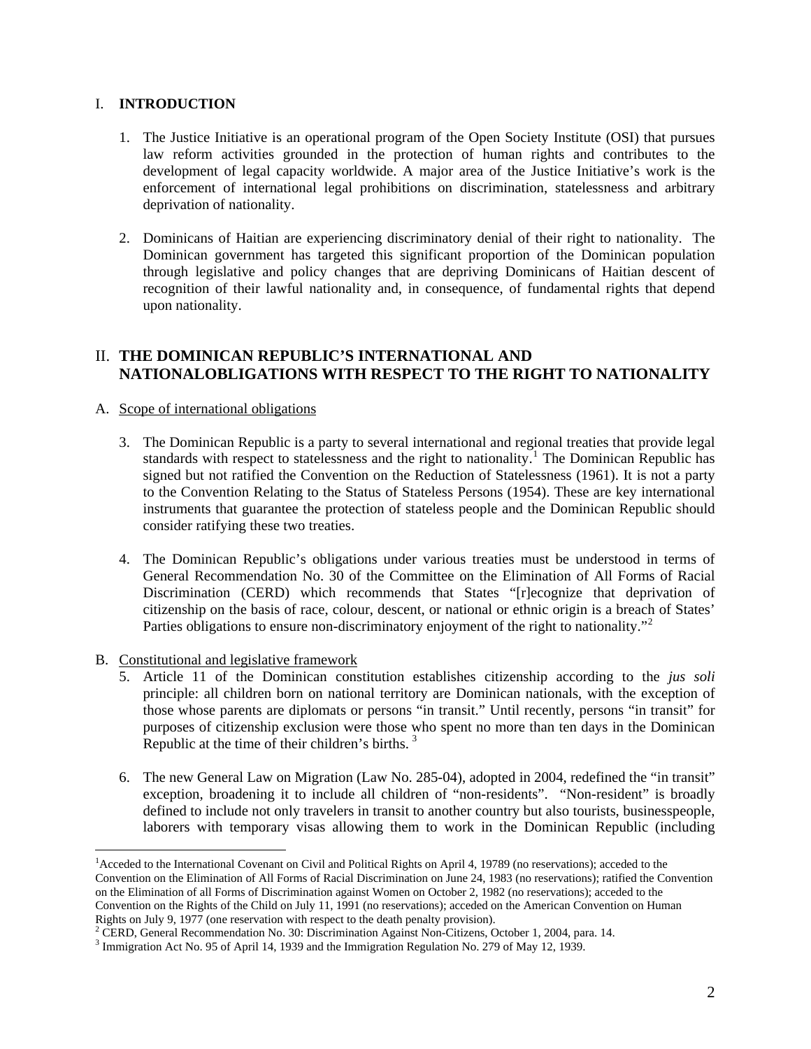## I. INTRODUCTION

1. The Justice Initiative is an operational program of the Open Society Institute (OSI) that pursues law reform activities grounded in the protection of human rights and contributes to the development of legal capacity worldwide. A major area of the Justice Initiative's work is the enforcement of international legal prohibitions on discrimination, statelessness and arbitrary deprivation of nationality.

2. Dominicans of Haitian are experiencing discriminatory denial of their right to nationality. The Dominican government has targeted this significant proportion of the Dominican population through legislative and policy changes that are depriving Dominicans of Haitian descent of recognition of their lawful nationality and, in consequence, of fundamental rights that depend upon nationality.

## II. THE DOMINICAN REPUBLIC'S INTERNATIONAL AND NATIONALOBLIGATIONS WITH RESPECT TO THE RIGHT TO NATIONALITY

### A. Scope of international obligations

3. The Dominican Republic is a party to several international and regional treaties that provide legal standards with respect to statelessness and the right to nationality.[1] The Dominican Republic has signed but not ratified the Convention on the Reduction of Statelessness (1961). It is not a party to the Convention Relating to the Status of Stateless Persons (1954). These are key international instruments that guarantee the protection of stateless people and the Dominican Republic should consider ratifying these two treaties.

4. The Dominican Republic's obligations under various treaties must be understood in terms of General Recommendation No. 30 of the Committee on the Elimination of All Forms of Racial Discrimination (CERD) which recommends that States "[r]ecognize that deprivation of citizenship on the basis of race, colour, descent, or national or ethnic origin is a breach of States' Parties obligations to ensure non-discriminatory enjoyment of the right to nationality."[2]

### B. Constitutional and legislative framework

5. Article 11 of the Dominican constitution establishes citizenship according to the *jus soli* principle: all children born on national territory are Dominican nationals, with the exception of those whose parents are diplomats or persons "in transit." Until recently, persons "in transit" for purposes of citizenship exclusion were those who spent no more than ten days in the Dominican Republic at the time of their children's births. [3]

6. The new General Law on Migration (Law No. 285-04), adopted in 2004, redefined the "in transit" exception, broadening it to include all children of "non-residents". "Non-resident" is broadly defined to include not only travelers in transit to another country but also tourists, businesspeople, laborers with temporary visas allowing them to work in the Dominican Republic (including

---

[1] Acceded to the International Covenant on Civil and Political Rights on April 4, 19789 (no reservations); acceded to the Convention on the Elimination of All Forms of Racial Discrimination on June 24, 1983 (no reservations); ratified the Convention on the Elimination of all Forms of Discrimination against Women on October 2, 1982 (no reservations); acceded to the Convention on the Rights of the Child on July 11, 1991 (no reservations); acceded on the American Convention on Human Rights on July 9, 1977 (one reservation with respect to the death penalty provision).

[2] CERD, General Recommendation No. 30: Discrimination Against Non-Citizens, October 1, 2004, para. 14.

[3] Immigration Act No. 95 of April 14, 1939 and the Immigration Regulation No. 279 of May 12, 1939.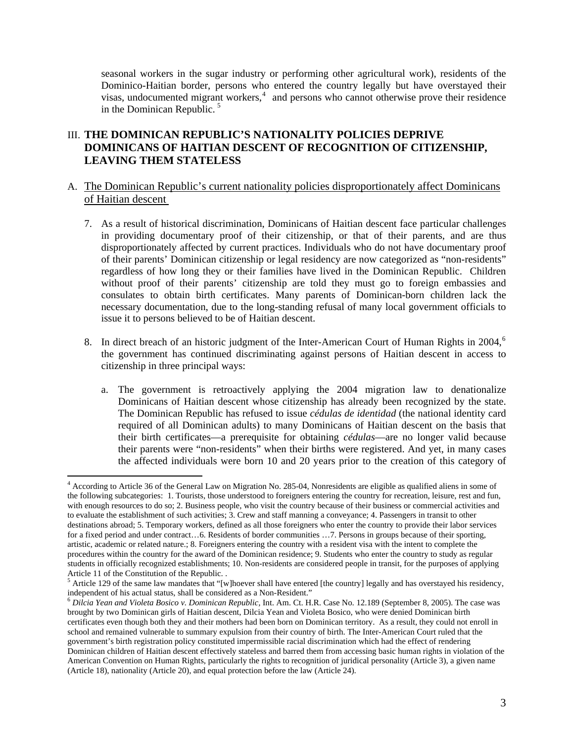seasonal workers in the sugar industry or performing other agricultural work), residents of the Dominico-Haitian border, persons who entered the country legally but have overstayed their visas, undocumented migrant workers,[4] and persons who cannot otherwise prove their residence in the Dominican Republic.[5]

## III. THE DOMINICAN REPUBLIC'S NATIONALITY POLICIES DEPRIVE DOMINICANS OF HAITIAN DESCENT OF RECOGNITION OF CITIZENSHIP, LEAVING THEM STATELESS

### A. The Dominican Republic's current nationality policies disproportionately affect Dominicans of Haitian descent

7. As a result of historical discrimination, Dominicans of Haitian descent face particular challenges in providing documentary proof of their citizenship, or that of their parents, and are thus disproportionately affected by current practices. Individuals who do not have documentary proof of their parents' Dominican citizenship or legal residency are now categorized as "non-residents" regardless of how long they or their families have lived in the Dominican Republic. Children without proof of their parents' citizenship are told they must go to foreign embassies and consulates to obtain birth certificates. Many parents of Dominican-born children lack the necessary documentation, due to the long-standing refusal of many local government officials to issue it to persons believed to be of Haitian descent.

8. In direct breach of an historic judgment of the Inter-American Court of Human Rights in 2004,[6] the government has continued discriminating against persons of Haitian descent in access to citizenship in three principal ways:

   a. The government is retroactively applying the 2004 migration law to denationalize Dominicans of Haitian descent whose citizenship has already been recognized by the state. The Dominican Republic has refused to issue *cédulas de identidad* (the national identity card required of all Dominican adults) to many Dominicans of Haitian descent on the basis that their birth certificates—a prerequisite for obtaining *cédulas*—are no longer valid because their parents were "non-residents" when their births were registered. And yet, in many cases the affected individuals were born 10 and 20 years prior to the creation of this category of

---

[4] According to Article 36 of the General Law on Migration No. 285-04, Nonresidents are eligible as qualified aliens in some of the following subcategories: 1. Tourists, those understood to foreigners entering the country for recreation, leisure, rest and fun, with enough resources to do so; 2. Business people, who visit the country because of their business or commercial activities and to evaluate the establishment of such activities; 3. Crew and staff manning a conveyance; 4. Passengers in transit to other destinations abroad; 5. Temporary workers, defined as all those foreigners who enter the country to provide their labor services for a fixed period and under contract…6. Residents of border communities …7. Persons in groups because of their sporting, artistic, academic or related nature.; 8. Foreigners entering the country with a resident visa with the intent to complete the procedures within the country for the award of the Dominican residence; 9. Students who enter the country to study as regular students in officially recognized establishments; 10. Non-residents are considered people in transit, for the purposes of applying Article 11 of the Constitution of the Republic. .

[5] Article 129 of the same law mandates that "[w]hoever shall have entered [the country] legally and has overstayed his residency, independent of his actual status, shall be considered as a Non-Resident."

[6] *Dilcia Yean and Violeta Bosico v. Dominican Republic,* Int. Am. Ct. H.R. Case No. 12.189 (September 8, 2005). The case was brought by two Dominican girls of Haitian descent, Dilcia Yean and Violeta Bosico, who were denied Dominican birth certificates even though both they and their mothers had been born on Dominican territory. As a result, they could not enroll in school and remained vulnerable to summary expulsion from their country of birth. The Inter-American Court ruled that the government's birth registration policy constituted impermissible racial discrimination which had the effect of rendering Dominican children of Haitian descent effectively stateless and barred them from accessing basic human rights in violation of the American Convention on Human Rights, particularly the rights to recognition of juridical personality (Article 3), a given name (Article 18), nationality (Article 20), and equal protection before the law (Article 24).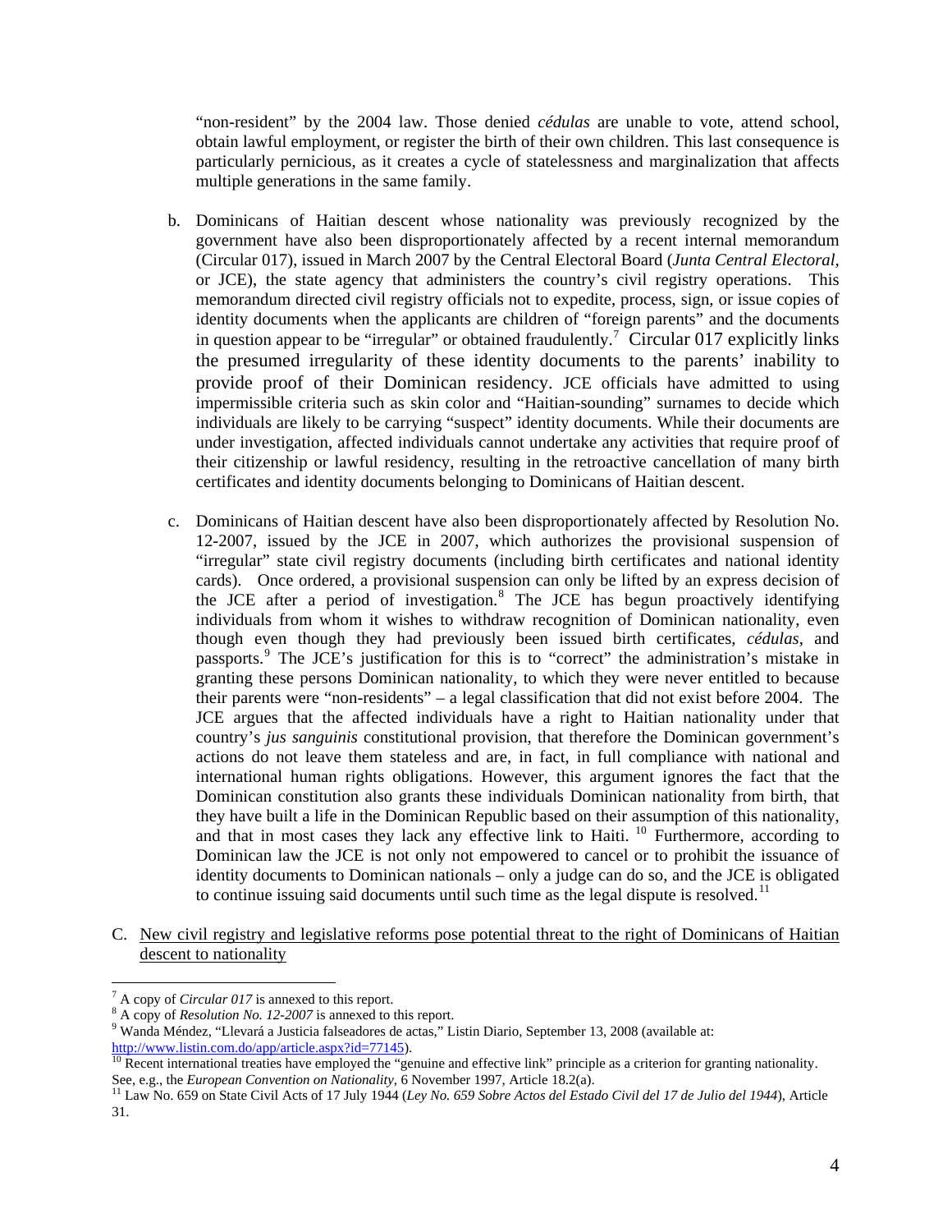"non-resident" by the 2004 law. Those denied *cédulas* are unable to vote, attend school, obtain lawful employment, or register the birth of their own children. This last consequence is particularly pernicious, as it creates a cycle of statelessness and marginalization that affects multiple generations in the same family.

b. Dominicans of Haitian descent whose nationality was previously recognized by the government have also been disproportionately affected by a recent internal memorandum (Circular 017), issued in March 2007 by the Central Electoral Board (*Junta Central Electoral*, or JCE), the state agency that administers the country's civil registry operations. This memorandum directed civil registry officials not to expedite, process, sign, or issue copies of identity documents when the applicants are children of "foreign parents" and the documents in question appear to be "irregular" or obtained fraudulently.[7] Circular 017 explicitly links the presumed irregularity of these identity documents to the parents' inability to provide proof of their Dominican residency. JCE officials have admitted to using impermissible criteria such as skin color and "Haitian-sounding" surnames to decide which individuals are likely to be carrying "suspect" identity documents. While their documents are under investigation, affected individuals cannot undertake any activities that require proof of their citizenship or lawful residency, resulting in the retroactive cancellation of many birth certificates and identity documents belonging to Dominicans of Haitian descent.

c. Dominicans of Haitian descent have also been disproportionately affected by Resolution No. 12-2007, issued by the JCE in 2007, which authorizes the provisional suspension of "irregular" state civil registry documents (including birth certificates and national identity cards). Once ordered, a provisional suspension can only be lifted by an express decision of the JCE after a period of investigation.[8] The JCE has begun proactively identifying individuals from whom it wishes to withdraw recognition of Dominican nationality, even though even though they had previously been issued birth certificates, *cédulas*, and passports.[9] The JCE's justification for this is to "correct" the administration's mistake in granting these persons Dominican nationality, to which they were never entitled to because their parents were "non-residents" – a legal classification that did not exist before 2004. The JCE argues that the affected individuals have a right to Haitian nationality under that country's *jus sanguinis* constitutional provision, that therefore the Dominican government's actions do not leave them stateless and are, in fact, in full compliance with national and international human rights obligations. However, this argument ignores the fact that the Dominican constitution also grants these individuals Dominican nationality from birth, that they have built a life in the Dominican Republic based on their assumption of this nationality, and that in most cases they lack any effective link to Haiti.[10] Furthermore, according to Dominican law the JCE is not only not empowered to cancel or to prohibit the issuance of identity documents to Dominican nationals – only a judge can do so, and the JCE is obligated to continue issuing said documents until such time as the legal dispute is resolved.[11]

C. New civil registry and legislative reforms pose potential threat to the right of Dominicans of Haitian descent to nationality

---

[7] A copy of *Circular 017* is annexed to this report.

[8] A copy of *Resolution No. 12-2007* is annexed to this report.

[9] Wanda Méndez, "Llevará a Justicia falseadores de actas," Listin Diario, September 13, 2008 (available at: http://www.listin.com.do/app/article.aspx?id=77145).

[10] Recent international treaties have employed the "genuine and effective link" principle as a criterion for granting nationality. See, e.g., the *European Convention on Nationality*, 6 November 1997, Article 18.2(a).

[11] Law No. 659 on State Civil Acts of 17 July 1944 (*Ley No. 659 Sobre Actos del Estado Civil del 17 de Julio del 1944*), Article 31.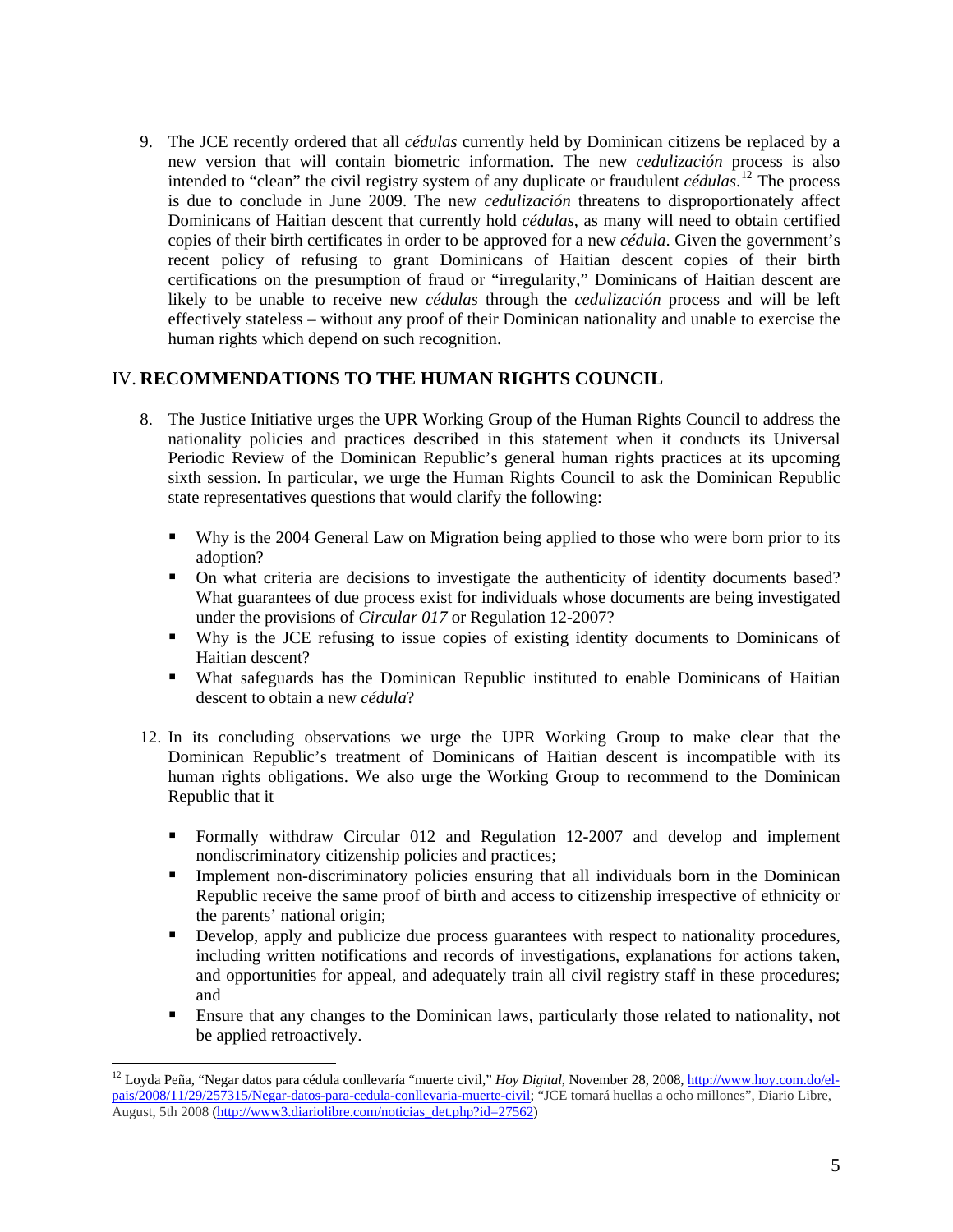9. The JCE recently ordered that all *cédulas* currently held by Dominican citizens be replaced by a new version that will contain biometric information. The new *cedulización* process is also intended to "clean" the civil registry system of any duplicate or fraudulent *cédulas*.[12] The process is due to conclude in June 2009. The new *cedulización* threatens to disproportionately affect Dominicans of Haitian descent that currently hold *cédulas*, as many will need to obtain certified copies of their birth certificates in order to be approved for a new *cédula*. Given the government's recent policy of refusing to grant Dominicans of Haitian descent copies of their birth certifications on the presumption of fraud or "irregularity," Dominicans of Haitian descent are likely to be unable to receive new *cédulas* through the *cedulización* process and will be left effectively stateless – without any proof of their Dominican nationality and unable to exercise the human rights which depend on such recognition.

## IV. RECOMMENDATIONS TO THE HUMAN RIGHTS COUNCIL

8. The Justice Initiative urges the UPR Working Group of the Human Rights Council to address the nationality policies and practices described in this statement when it conducts its Universal Periodic Review of the Dominican Republic's general human rights practices at its upcoming sixth session. In particular, we urge the Human Rights Council to ask the Dominican Republic state representatives questions that would clarify the following:

   - Why is the 2004 General Law on Migration being applied to those who were born prior to its adoption?
   - On what criteria are decisions to investigate the authenticity of identity documents based? What guarantees of due process exist for individuals whose documents are being investigated under the provisions of *Circular 017* or Regulation 12-2007?
   - Why is the JCE refusing to issue copies of existing identity documents to Dominicans of Haitian descent?
   - What safeguards has the Dominican Republic instituted to enable Dominicans of Haitian descent to obtain a new *cédula*?

12. In its concluding observations we urge the UPR Working Group to make clear that the Dominican Republic's treatment of Dominicans of Haitian descent is incompatible with its human rights obligations. We also urge the Working Group to recommend to the Dominican Republic that it

   - Formally withdraw Circular 012 and Regulation 12-2007 and develop and implement nondiscriminatory citizenship policies and practices;
   - Implement non-discriminatory policies ensuring that all individuals born in the Dominican Republic receive the same proof of birth and access to citizenship irrespective of ethnicity or the parents' national origin;
   - Develop, apply and publicize due process guarantees with respect to nationality procedures, including written notifications and records of investigations, explanations for actions taken, and opportunities for appeal, and adequately train all civil registry staff in these procedures; and
   - Ensure that any changes to the Dominican laws, particularly those related to nationality, not be applied retroactively.

---

[12] Loyda Peña, "Negar datos para cédula conllevaría "muerte civil," *Hoy Digital*, November 28, 2008, http://www.hoy.com.do/el-pais/2008/11/29/257315/Negar-datos-para-cedula-conllevaria-muerte-civil; "JCE tomará huellas a ocho millones", Diario Libre, August, 5th 2008 (http://www3.diariolibre.com/noticias_det.php?id=27562)